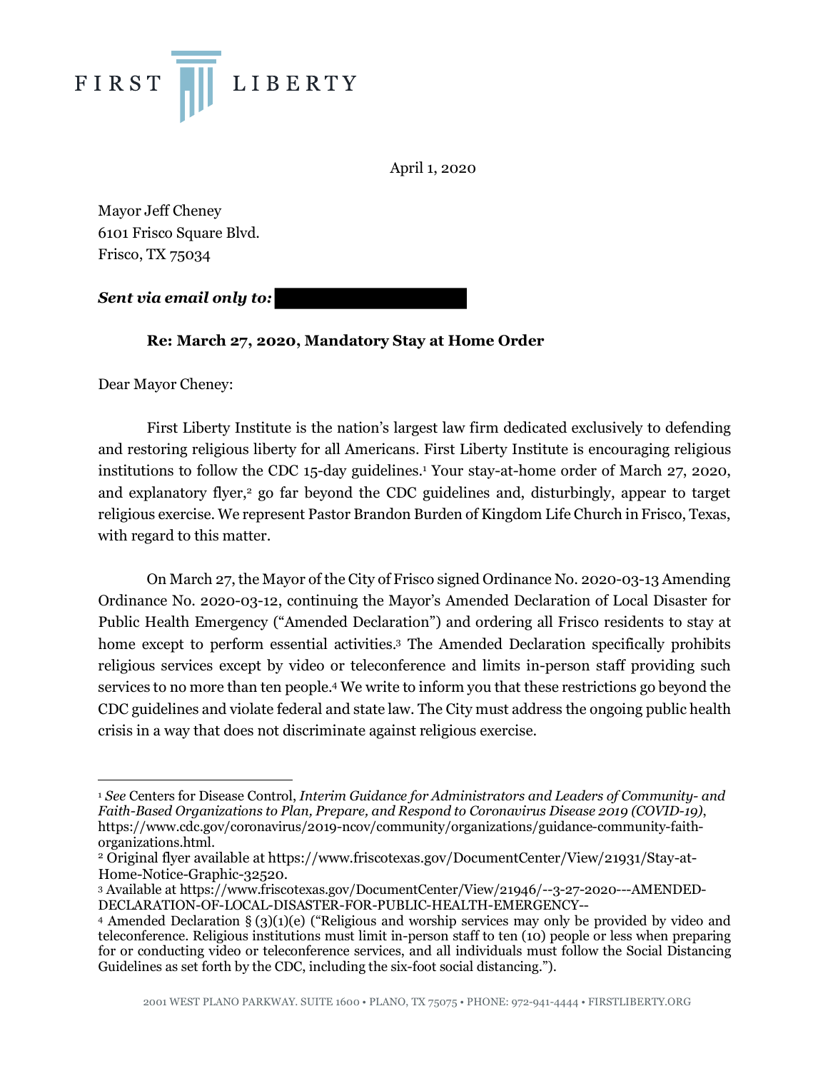FIRST LIBERTY

April 1, 2020

Mayor Jeff Cheney
6101 Frisco Square Blvd.
Frisco, TX 75034

***Sent via email only to:***

**Re: March 27, 2020, Mandatory Stay at Home Order**

Dear Mayor Cheney:

First Liberty Institute is the nation's largest law firm dedicated exclusively to defending and restoring religious liberty for all Americans. First Liberty Institute is encouraging religious institutions to follow the CDC 15-day guidelines.[1] Your stay-at-home order of March 27, 2020, and explanatory flyer,[2] go far beyond the CDC guidelines and, disturbingly, appear to target religious exercise. We represent Pastor Brandon Burden of Kingdom Life Church in Frisco, Texas, with regard to this matter.

On March 27, the Mayor of the City of Frisco signed Ordinance No. 2020-03-13 Amending Ordinance No. 2020-03-12, continuing the Mayor's Amended Declaration of Local Disaster for Public Health Emergency ("Amended Declaration") and ordering all Frisco residents to stay at home except to perform essential activities.[3] The Amended Declaration specifically prohibits religious services except by video or teleconference and limits in-person staff providing such services to no more than ten people.[4] We write to inform you that these restrictions go beyond the CDC guidelines and violate federal and state law. The City must address the ongoing public health crisis in a way that does not discriminate against religious exercise.

---

[1] *See* Centers for Disease Control, *Interim Guidance for Administrators and Leaders of Community- and Faith-Based Organizations to Plan, Prepare, and Respond to Coronavirus Disease 2019 (COVID-19)*, https://www.cdc.gov/coronavirus/2019-ncov/community/organizations/guidance-community-faith-organizations.html.

[2] Original flyer available at https://www.friscotexas.gov/DocumentCenter/View/21931/Stay-at-Home-Notice-Graphic-32520.

[3] Available at https://www.friscotexas.gov/DocumentCenter/View/21946/--3-27-2020---AMENDED-DECLARATION-OF-LOCAL-DISASTER-FOR-PUBLIC-HEALTH-EMERGENCY--

[4] Amended Declaration § (3)(1)(e) ("Religious and worship services may only be provided by video and teleconference. Religious institutions must limit in-person staff to ten (10) people or less when preparing for or conducting video or teleconference services, and all individuals must follow the Social Distancing Guidelines as set forth by the CDC, including the six-foot social distancing.").

2001 WEST PLANO PARKWAY. SUITE 1600 • PLANO, TX 75075 • PHONE: 972-941-4444 • FIRSTLIBERTY.ORG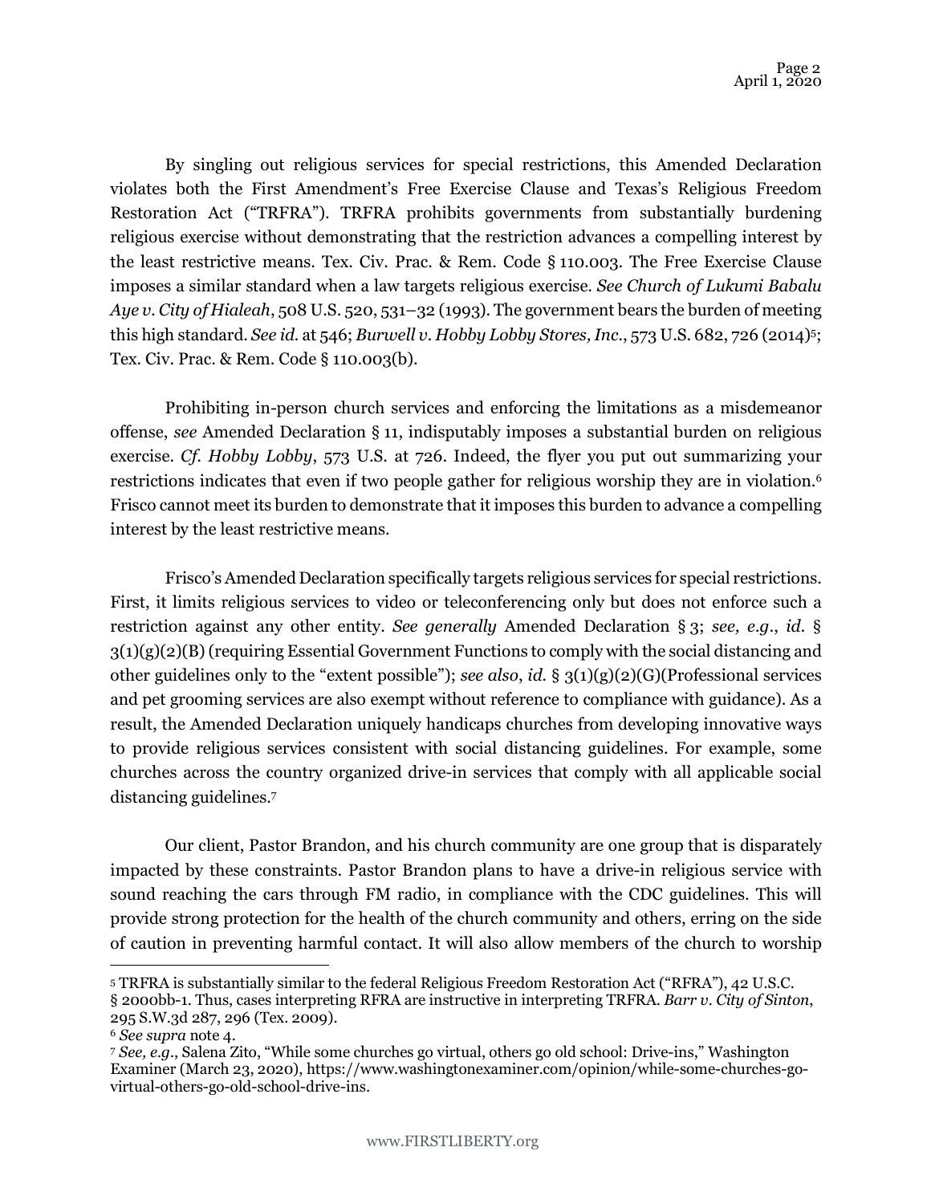By singling out religious services for special restrictions, this Amended Declaration violates both the First Amendment's Free Exercise Clause and Texas's Religious Freedom Restoration Act ("TRFRA"). TRFRA prohibits governments from substantially burdening religious exercise without demonstrating that the restriction advances a compelling interest by the least restrictive means. Tex. Civ. Prac. & Rem. Code § 110.003. The Free Exercise Clause imposes a similar standard when a law targets religious exercise. *See Church of Lukumi Babalu Aye v. City of Hialeah*, 508 U.S. 520, 531–32 (1993). The government bears the burden of meeting this high standard. *See id.* at 546; *Burwell v. Hobby Lobby Stores, Inc.*, 573 U.S. 682, 726 (2014)[5]; Tex. Civ. Prac. & Rem. Code § 110.003(b).

Prohibiting in-person church services and enforcing the limitations as a misdemeanor offense, *see* Amended Declaration § 11, indisputably imposes a substantial burden on religious exercise. *Cf. Hobby Lobby*, 573 U.S. at 726. Indeed, the flyer you put out summarizing your restrictions indicates that even if two people gather for religious worship they are in violation.[6] Frisco cannot meet its burden to demonstrate that it imposes this burden to advance a compelling interest by the least restrictive means.

Frisco's Amended Declaration specifically targets religious services for special restrictions. First, it limits religious services to video or teleconferencing only but does not enforce such a restriction against any other entity. *See generally* Amended Declaration § 3; *see, e.g.*, *id.* § 3(1)(g)(2)(B) (requiring Essential Government Functions to comply with the social distancing and other guidelines only to the "extent possible"); *see also*, *id.* § 3(1)(g)(2)(G)(Professional services and pet grooming services are also exempt without reference to compliance with guidance). As a result, the Amended Declaration uniquely handicaps churches from developing innovative ways to provide religious services consistent with social distancing guidelines. For example, some churches across the country organized drive-in services that comply with all applicable social distancing guidelines.[7]

Our client, Pastor Brandon, and his church community are one group that is disparately impacted by these constraints. Pastor Brandon plans to have a drive-in religious service with sound reaching the cars through FM radio, in compliance with the CDC guidelines. This will provide strong protection for the health of the church community and others, erring on the side of caution in preventing harmful contact. It will also allow members of the church to worship

---

[5] TRFRA is substantially similar to the federal Religious Freedom Restoration Act ("RFRA"), 42 U.S.C. § 2000bb-1. Thus, cases interpreting RFRA are instructive in interpreting TRFRA. *Barr v. City of Sinton*, 295 S.W.3d 287, 296 (Tex. 2009).

[6] *See supra* note 4.

[7] *See, e.g.*, Salena Zito, "While some churches go virtual, others go old school: Drive-ins," Washington Examiner (March 23, 2020), https://www.washingtonexaminer.com/opinion/while-some-churches-go-virtual-others-go-old-school-drive-ins.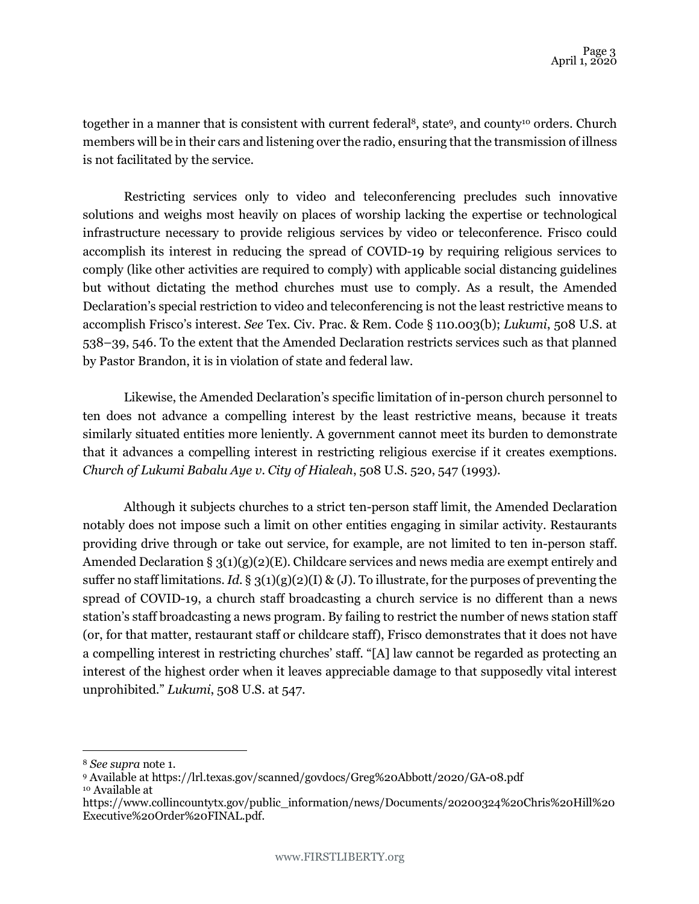together in a manner that is consistent with current federal[8], state[9], and county[10] orders. Church members will be in their cars and listening over the radio, ensuring that the transmission of illness is not facilitated by the service.

Restricting services only to video and teleconferencing precludes such innovative solutions and weighs most heavily on places of worship lacking the expertise or technological infrastructure necessary to provide religious services by video or teleconference. Frisco could accomplish its interest in reducing the spread of COVID-19 by requiring religious services to comply (like other activities are required to comply) with applicable social distancing guidelines but without dictating the method churches must use to comply. As a result, the Amended Declaration's special restriction to video and teleconferencing is not the least restrictive means to accomplish Frisco's interest. *See* Tex. Civ. Prac. & Rem. Code § 110.003(b); *Lukumi*, 508 U.S. at 538–39, 546. To the extent that the Amended Declaration restricts services such as that planned by Pastor Brandon, it is in violation of state and federal law.

Likewise, the Amended Declaration's specific limitation of in-person church personnel to ten does not advance a compelling interest by the least restrictive means, because it treats similarly situated entities more leniently. A government cannot meet its burden to demonstrate that it advances a compelling interest in restricting religious exercise if it creates exemptions. *Church of Lukumi Babalu Aye v. City of Hialeah*, 508 U.S. 520, 547 (1993).

Although it subjects churches to a strict ten-person staff limit, the Amended Declaration notably does not impose such a limit on other entities engaging in similar activity. Restaurants providing drive through or take out service, for example, are not limited to ten in-person staff. Amended Declaration § 3(1)(g)(2)(E). Childcare services and news media are exempt entirely and suffer no staff limitations. *Id.* § 3(1)(g)(2)(I) & (J). To illustrate, for the purposes of preventing the spread of COVID-19, a church staff broadcasting a church service is no different than a news station's staff broadcasting a news program. By failing to restrict the number of news station staff (or, for that matter, restaurant staff or childcare staff), Frisco demonstrates that it does not have a compelling interest in restricting churches' staff. "[A] law cannot be regarded as protecting an interest of the highest order when it leaves appreciable damage to that supposedly vital interest unprohibited." *Lukumi*, 508 U.S. at 547.

---

[8] *See supra* note 1.

[9] Available at https://lrl.texas.gov/scanned/govdocs/Greg%20Abbott/2020/GA-08.pdf

[10] Available at https://www.collincountytx.gov/public_information/news/Documents/20200324%20Chris%20Hill%20Executive%20Order%20FINAL.pdf.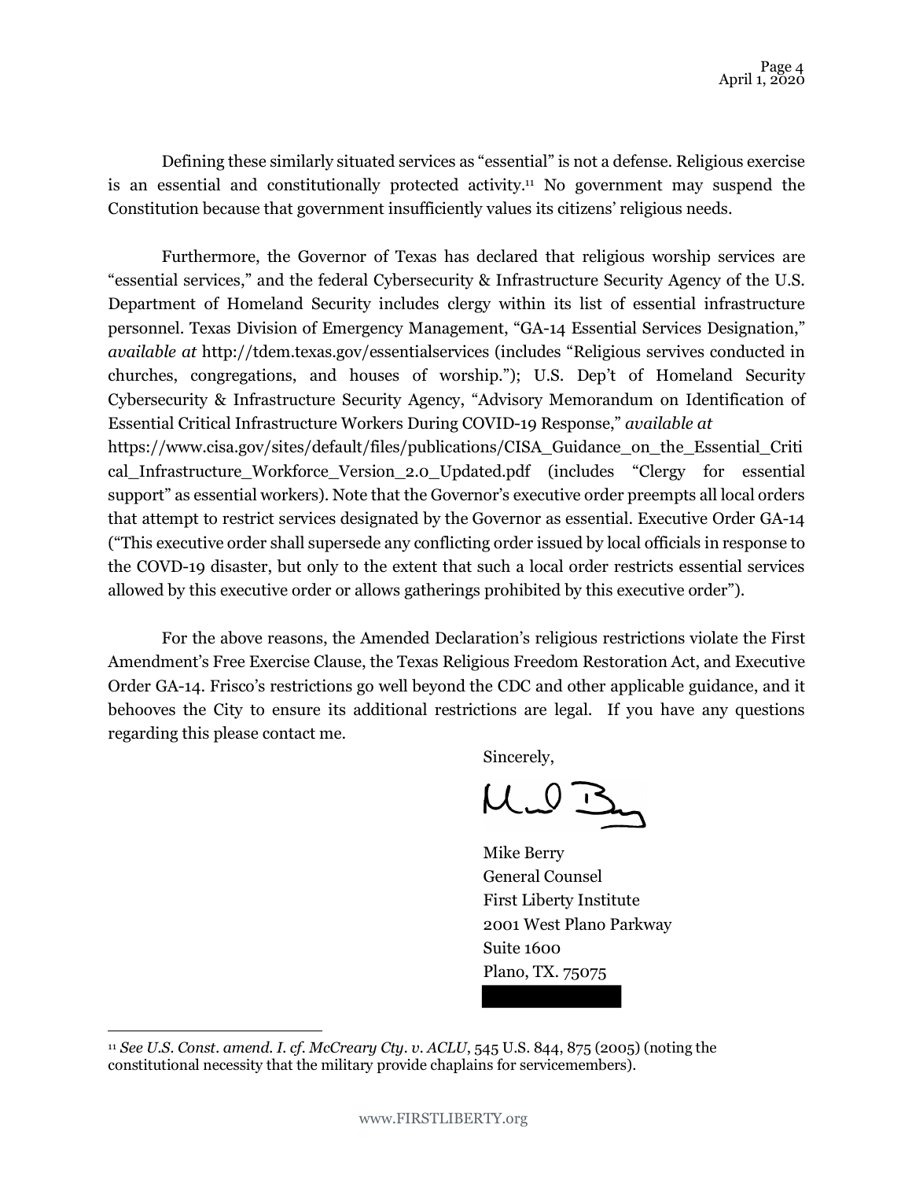Defining these similarly situated services as "essential" is not a defense. Religious exercise is an essential and constitutionally protected activity.[11] No government may suspend the Constitution because that government insufficiently values its citizens' religious needs.

Furthermore, the Governor of Texas has declared that religious worship services are "essential services," and the federal Cybersecurity & Infrastructure Security Agency of the U.S. Department of Homeland Security includes clergy within its list of essential infrastructure personnel. Texas Division of Emergency Management, "GA-14 Essential Services Designation," *available at* http://tdem.texas.gov/essentialservices (includes "Religious servives conducted in churches, congregations, and houses of worship."); U.S. Dep't of Homeland Security Cybersecurity & Infrastructure Security Agency, "Advisory Memorandum on Identification of Essential Critical Infrastructure Workers During COVID-19 Response," *available at* https://www.cisa.gov/sites/default/files/publications/CISA_Guidance_on_the_Essential_Critical_Infrastructure_Workforce_Version_2.0_Updated.pdf (includes "Clergy for essential support" as essential workers). Note that the Governor's executive order preempts all local orders that attempt to restrict services designated by the Governor as essential. Executive Order GA-14 ("This executive order shall supersede any conflicting order issued by local officials in response to the COVD-19 disaster, but only to the extent that such a local order restricts essential services allowed by this executive order or allows gatherings prohibited by this executive order").

For the above reasons, the Amended Declaration's religious restrictions violate the First Amendment's Free Exercise Clause, the Texas Religious Freedom Restoration Act, and Executive Order GA-14. Frisco's restrictions go well beyond the CDC and other applicable guidance, and it behooves the City to ensure its additional restrictions are legal. If you have any questions regarding this please contact me.

Sincerely,

Mike Berry
General Counsel
First Liberty Institute
2001 West Plano Parkway
Suite 1600
Plano, TX. 75075

---

[11] *See U.S. Const. amend. I. cf. McCreary Cty. v. ACLU*, 545 U.S. 844, 875 (2005) (noting the constitutional necessity that the military provide chaplains for servicemembers).